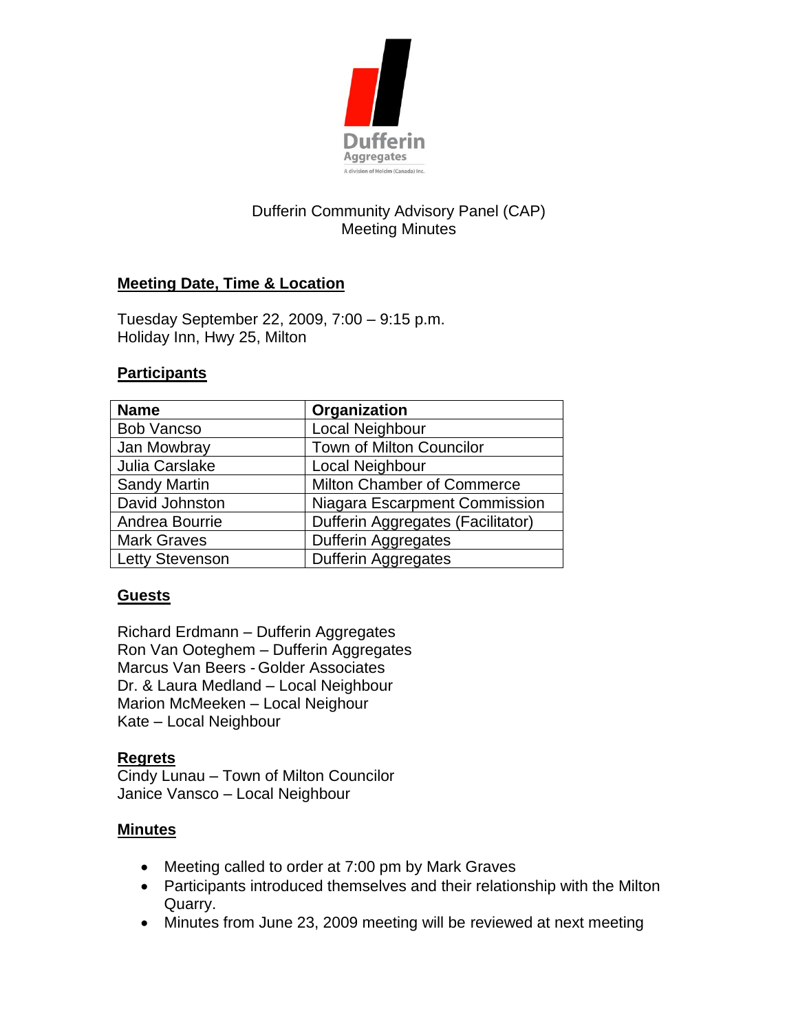Dufferin
Aggregates
A division of Holcim (Canada) Inc.

# Dufferin Community Advisory Panel (CAP)
# Meeting Minutes

## Meeting Date, Time & Location

Tuesday September 22, 2009, 7:00 – 9:15 p.m.
Holiday Inn, Hwy 25, Milton

## Participants

| Name | Organization |
|---|---|
| Bob Vancso | Local Neighbour |
| Jan Mowbray | Town of Milton Councilor |
| Julia Carslake | Local Neighbour |
| Sandy Martin | Milton Chamber of Commerce |
| David Johnston | Niagara Escarpment Commission |
| Andrea Bourrie | Dufferin Aggregates (Facilitator) |
| Mark Graves | Dufferin Aggregates |
| Letty Stevenson | Dufferin Aggregates |

## Guests

Richard Erdmann – Dufferin Aggregates
Ron Van Ooteghem – Dufferin Aggregates
Marcus Van Beers - Golder Associates
Dr. & Laura Medland – Local Neighbour
Marion McMeeken – Local Neighbour
Kate – Local Neighbour

## Regrets

Cindy Lunau – Town of Milton Councilor
Janice Vansco – Local Neighbour

## Minutes

- Meeting called to order at 7:00 pm by Mark Graves
- Participants introduced themselves and their relationship with the Milton Quarry.
- Minutes from June 23, 2009 meeting will be reviewed at next meeting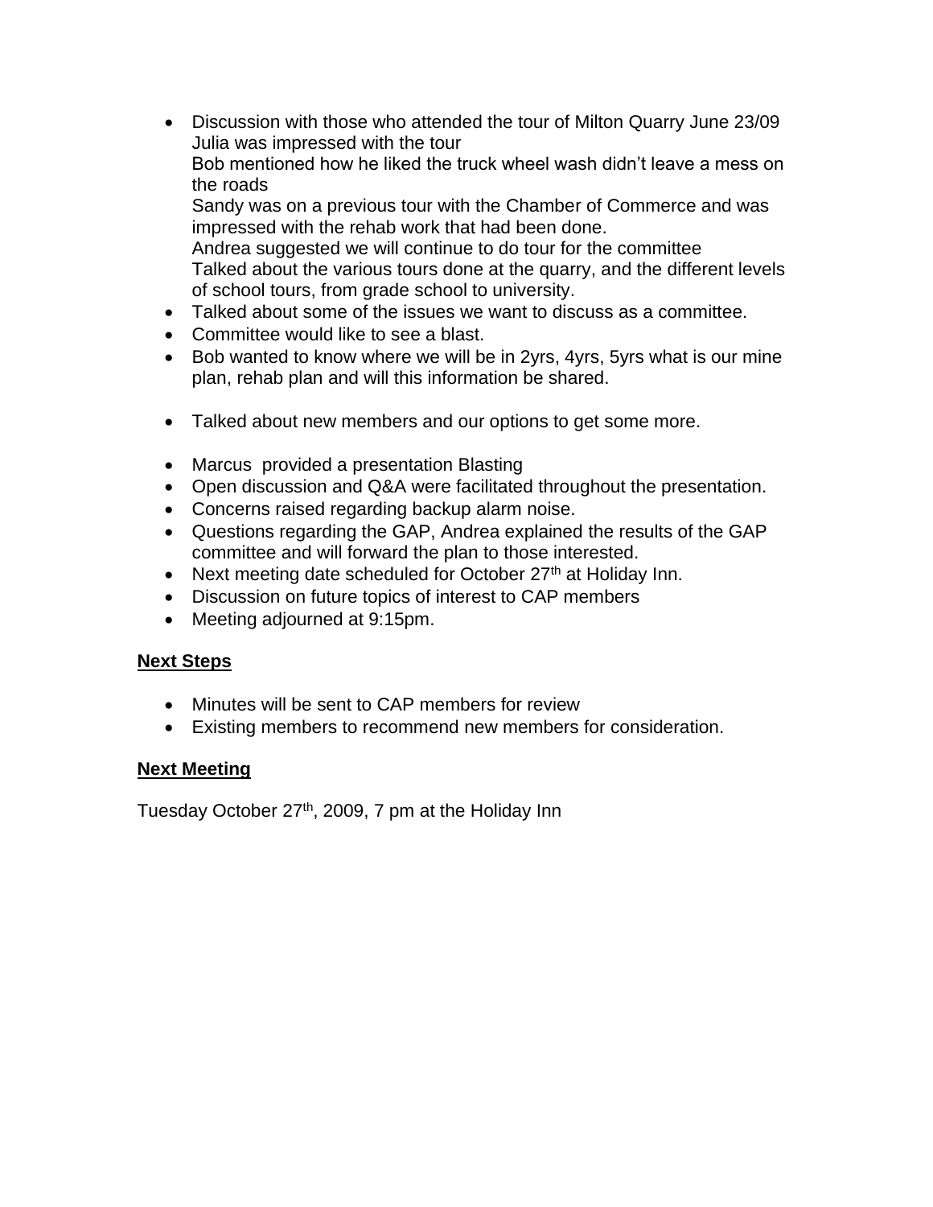- Discussion with those who attended the tour of Milton Quarry June 23/09
  Julia was impressed with the tour
  Bob mentioned how he liked the truck wheel wash didn't leave a mess on the roads
  Sandy was on a previous tour with the Chamber of Commerce and was impressed with the rehab work that had been done.
  Andrea suggested we will continue to do tour for the committee
  Talked about the various tours done at the quarry, and the different levels of school tours, from grade school to university.
- Talked about some of the issues we want to discuss as a committee.
- Committee would like to see a blast.
- Bob wanted to know where we will be in 2yrs, 4yrs, 5yrs what is our mine plan, rehab plan and will this information be shared.

- Talked about new members and our options to get some more.

- Marcus provided a presentation Blasting
- Open discussion and Q&A were facilitated throughout the presentation.
- Concerns raised regarding backup alarm noise.
- Questions regarding the GAP, Andrea explained the results of the GAP committee and will forward the plan to those interested.
- Next meeting date scheduled for October 27th at Holiday Inn.
- Discussion on future topics of interest to CAP members
- Meeting adjourned at 9:15pm.

## Next Steps

- Minutes will be sent to CAP members for review
- Existing members to recommend new members for consideration.

## Next Meeting

Tuesday October 27th, 2009, 7 pm at the Holiday Inn